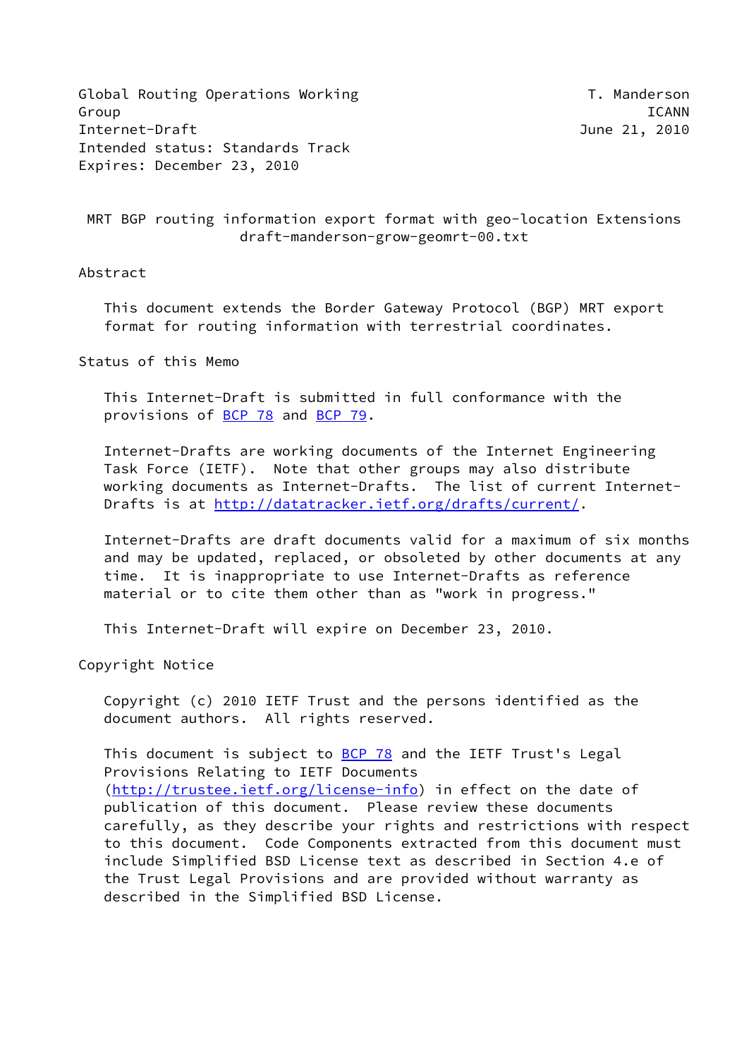Global Routing Operations Working Group — T. Manderson
Internet-Draft — ICANN
Intended status: Standards Track — June 21, 2010
Expires: December 23, 2010

# MRT BGP routing information export format with geo-location Extensions
draft-manderson-grow-geomrt-00.txt

## Abstract

This document extends the Border Gateway Protocol (BGP) MRT export format for routing information with terrestrial coordinates.

## Status of this Memo

This Internet-Draft is submitted in full conformance with the provisions of BCP 78 and BCP 79.

Internet-Drafts are working documents of the Internet Engineering Task Force (IETF). Note that other groups may also distribute working documents as Internet-Drafts. The list of current Internet-Drafts is at http://datatracker.ietf.org/drafts/current/.

Internet-Drafts are draft documents valid for a maximum of six months and may be updated, replaced, or obsoleted by other documents at any time. It is inappropriate to use Internet-Drafts as reference material or to cite them other than as "work in progress."

This Internet-Draft will expire on December 23, 2010.

## Copyright Notice

Copyright (c) 2010 IETF Trust and the persons identified as the document authors. All rights reserved.

This document is subject to BCP 78 and the IETF Trust's Legal Provisions Relating to IETF Documents (http://trustee.ietf.org/license-info) in effect on the date of publication of this document. Please review these documents carefully, as they describe your rights and restrictions with respect to this document. Code Components extracted from this document must include Simplified BSD License text as described in Section 4.e of the Trust Legal Provisions and are provided without warranty as described in the Simplified BSD License.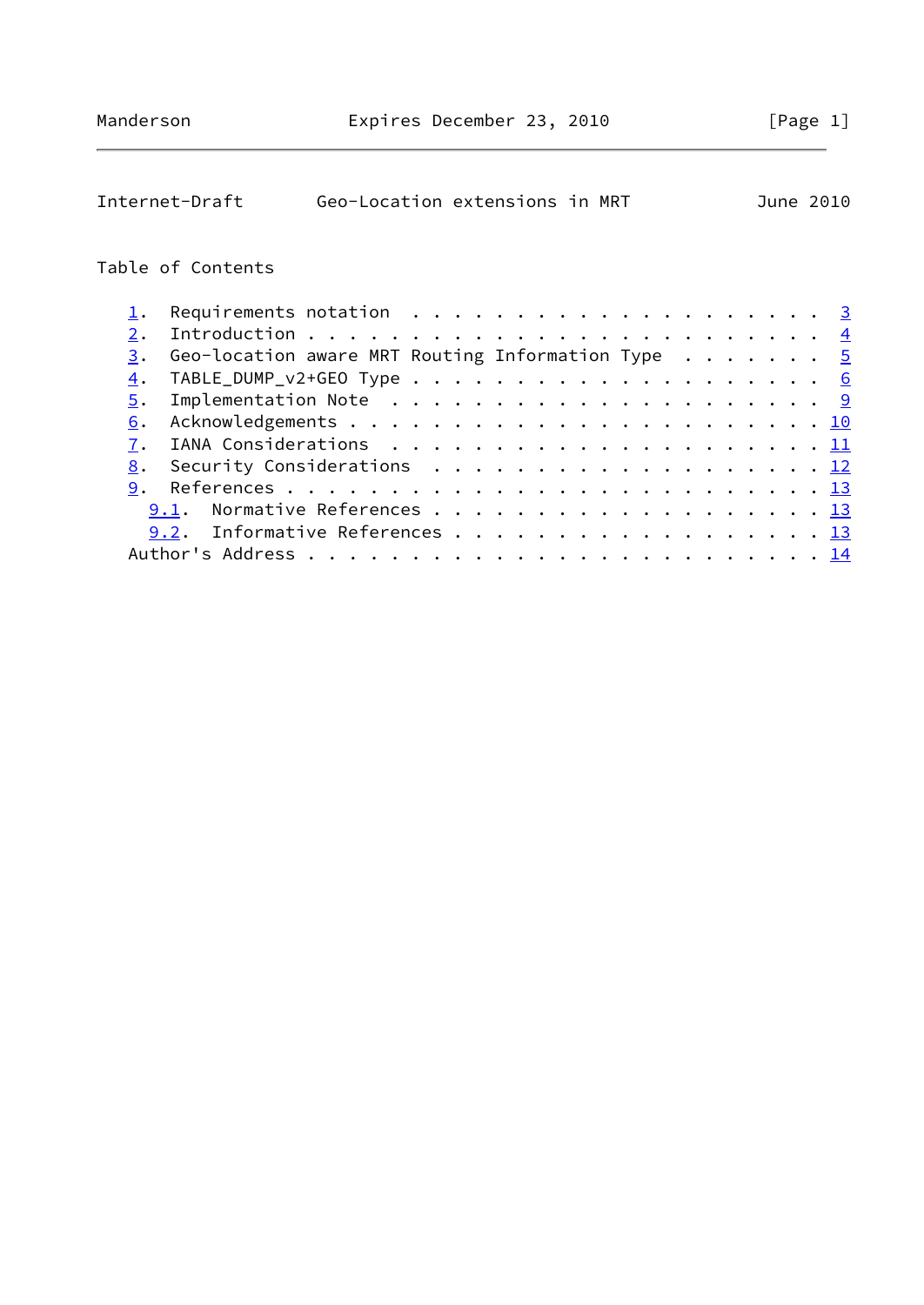## Table of Contents

1. Requirements notation . . . . . . . . . . . . . . . . . . . . . 3
2. Introduction . . . . . . . . . . . . . . . . . . . . . . . . . 4
3. Geo-location aware MRT Routing Information Type . . . . . . . 5
4. TABLE_DUMP_v2+GEO Type . . . . . . . . . . . . . . . . . . . . 6
5. Implementation Note . . . . . . . . . . . . . . . . . . . . . 9
6. Acknowledgements . . . . . . . . . . . . . . . . . . . . . . . 10
7. IANA Considerations . . . . . . . . . . . . . . . . . . . . . 11
8. Security Considerations . . . . . . . . . . . . . . . . . . . 12
9. References . . . . . . . . . . . . . . . . . . . . . . . . . . 13
   - 9.1. Normative References . . . . . . . . . . . . . . . . . . 13
   - 9.2. Informative References . . . . . . . . . . . . . . . . . 13

Author's Address . . . . . . . . . . . . . . . . . . . . . . . . 14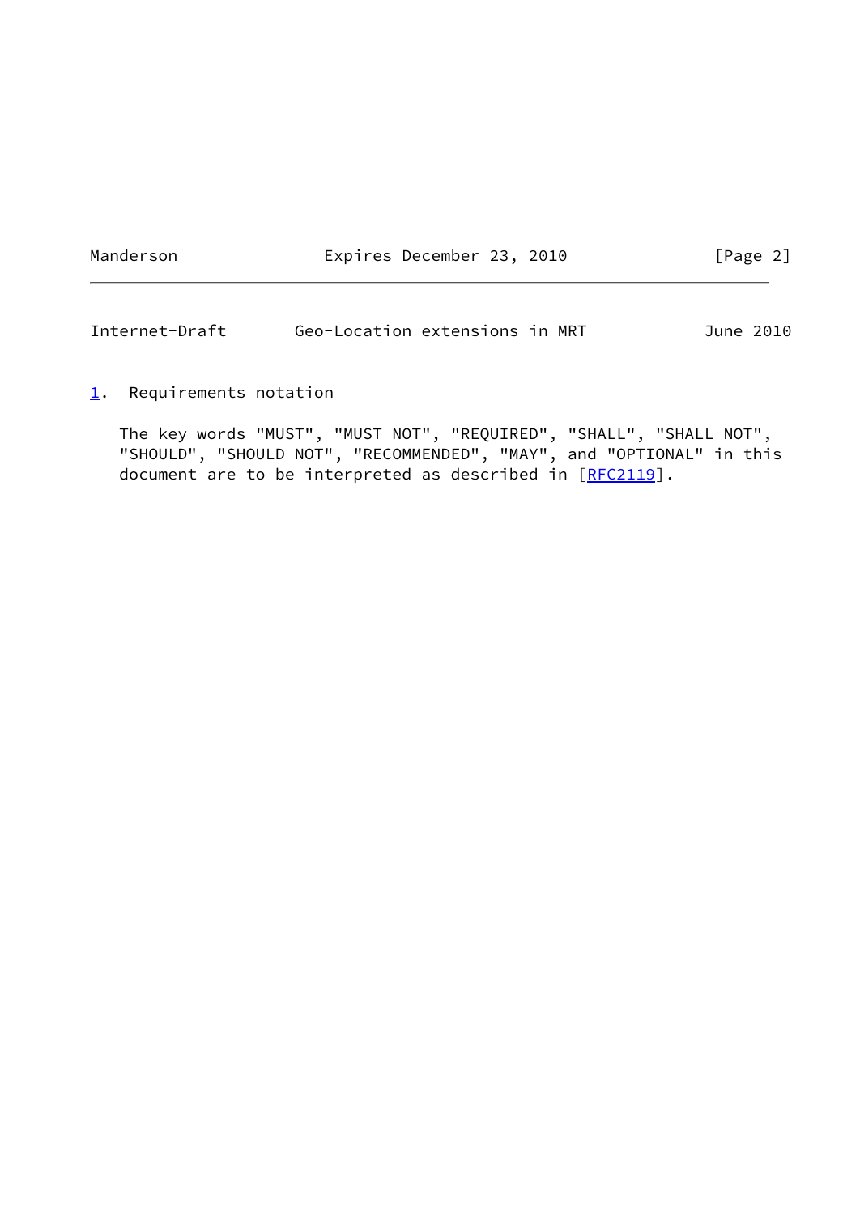## 1. Requirements notation

The key words "MUST", "MUST NOT", "REQUIRED", "SHALL", "SHALL NOT", "SHOULD", "SHOULD NOT", "RECOMMENDED", "MAY", and "OPTIONAL" in this document are to be interpreted as described in [RFC2119].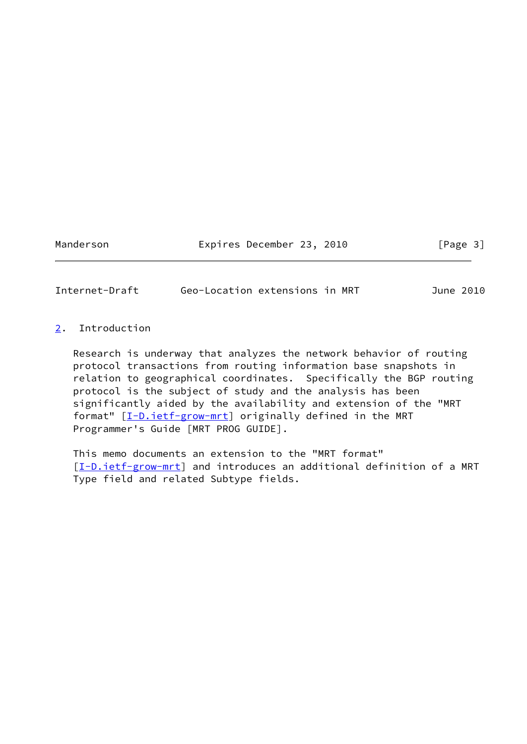## 2. Introduction

Research is underway that analyzes the network behavior of routing protocol transactions from routing information base snapshots in relation to geographical coordinates. Specifically the BGP routing protocol is the subject of study and the analysis has been significantly aided by the availability and extension of the "MRT format" [I-D.ietf-grow-mrt] originally defined in the MRT Programmer's Guide [MRT PROG GUIDE].

This memo documents an extension to the "MRT format" [I-D.ietf-grow-mrt] and introduces an additional definition of a MRT Type field and related Subtype fields.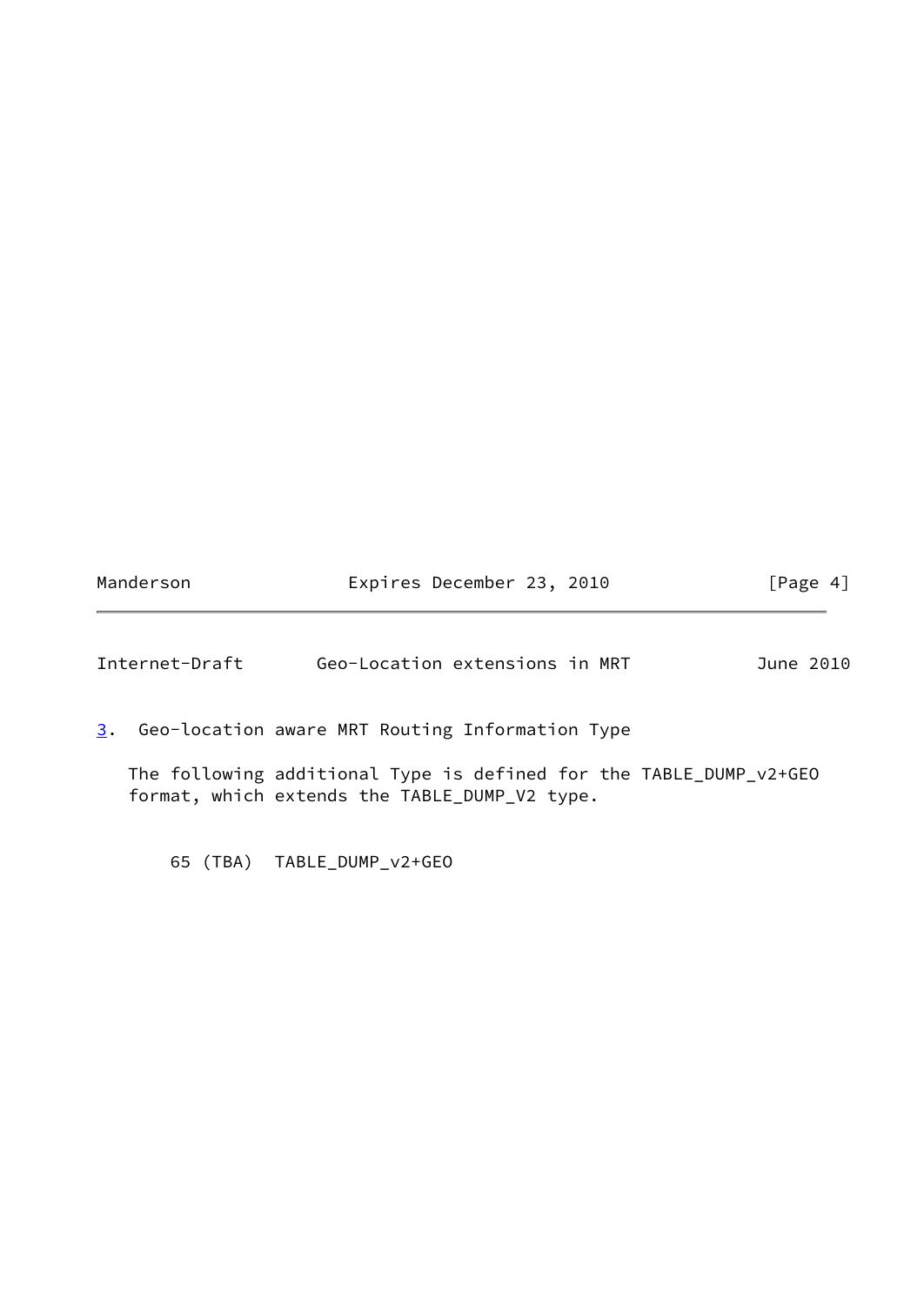## 3. Geo-location aware MRT Routing Information Type

The following additional Type is defined for the TABLE_DUMP_v2+GEO format, which extends the TABLE_DUMP_V2 type.

```
65 (TBA)  TABLE_DUMP_v2+GEO
```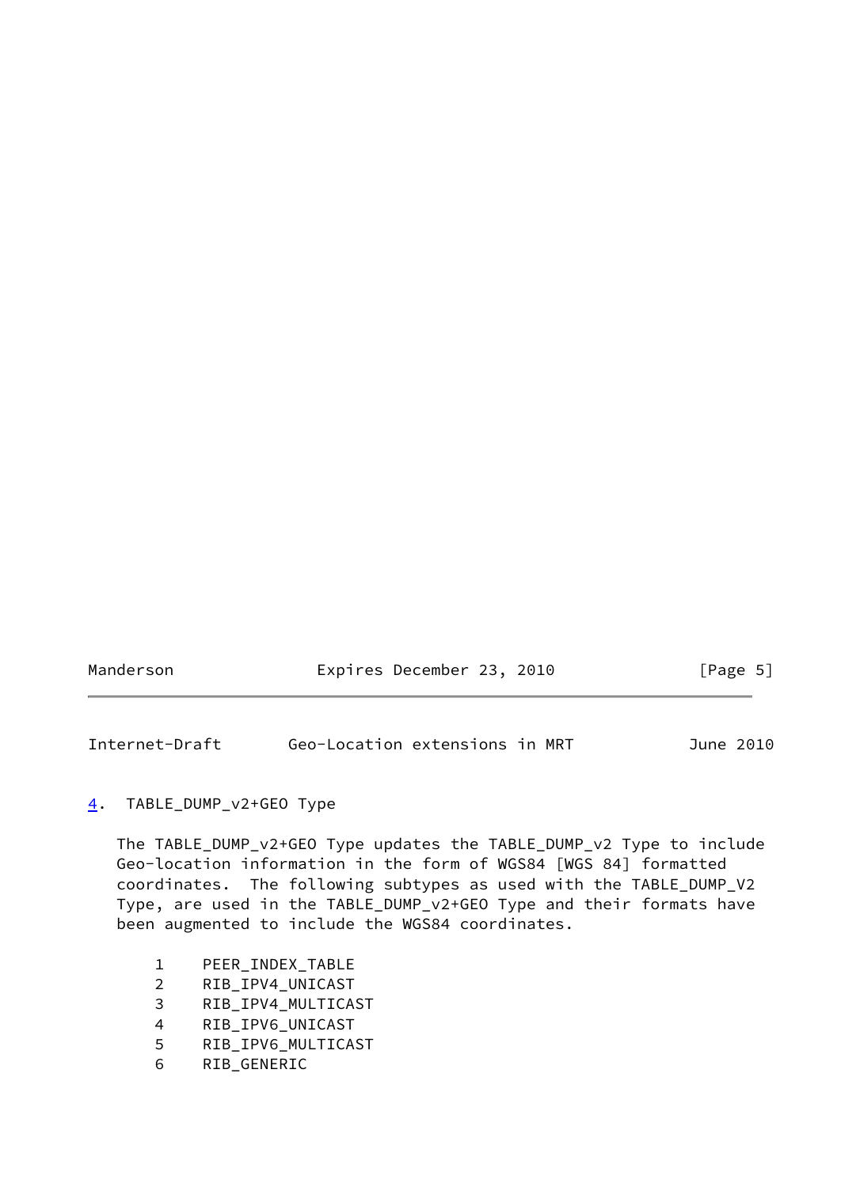## 4. TABLE_DUMP_v2+GEO Type

The TABLE_DUMP_v2+GEO Type updates the TABLE_DUMP_v2 Type to include Geo-location information in the form of WGS84 [WGS 84] formatted coordinates. The following subtypes as used with the TABLE_DUMP_V2 Type, are used in the TABLE_DUMP_v2+GEO Type and their formats have been augmented to include the WGS84 coordinates.

```
1    PEER_INDEX_TABLE
2    RIB_IPV4_UNICAST
3    RIB_IPV4_MULTICAST
4    RIB_IPV6_UNICAST
5    RIB_IPV6_MULTICAST
6    RIB_GENERIC
```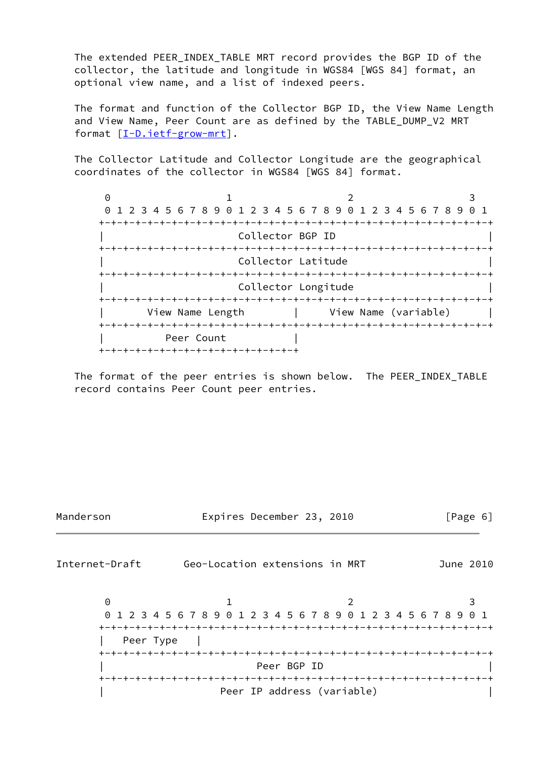The extended PEER_INDEX_TABLE MRT record provides the BGP ID of the collector, the latitude and longitude in WGS84 [WGS 84] format, an optional view name, and a list of indexed peers.

The format and function of the Collector BGP ID, the View Name Length and View Name, Peer Count are as defined by the TABLE_DUMP_V2 MRT format [I-D.ietf-grow-mrt].

The Collector Latitude and Collector Longitude are the geographical coordinates of the collector in WGS84 [WGS 84] format.

```
 0                   1                   2                   3
 0 1 2 3 4 5 6 7 8 9 0 1 2 3 4 5 6 7 8 9 0 1 2 3 4 5 6 7 8 9 0 1
+-+-+-+-+-+-+-+-+-+-+-+-+-+-+-+-+-+-+-+-+-+-+-+-+-+-+-+-+-+-+-+-+
|                      Collector BGP ID                         |
+-+-+-+-+-+-+-+-+-+-+-+-+-+-+-+-+-+-+-+-+-+-+-+-+-+-+-+-+-+-+-+-+
|                      Collector Latitude                       |
+-+-+-+-+-+-+-+-+-+-+-+-+-+-+-+-+-+-+-+-+-+-+-+-+-+-+-+-+-+-+-+-+
|                      Collector Longitude                      |
+-+-+-+-+-+-+-+-+-+-+-+-+-+-+-+-+-+-+-+-+-+-+-+-+-+-+-+-+-+-+-+-+
|       View Name Length        |     View Name (variable)      |
+-+-+-+-+-+-+-+-+-+-+-+-+-+-+-+-+-+-+-+-+-+-+-+-+-+-+-+-+-+-+-+-+
|          Peer Count           |
+-+-+-+-+-+-+-+-+-+-+-+-+-+-+-+-+
```

The format of the peer entries is shown below. The PEER_INDEX_TABLE record contains Peer Count peer entries.

```
 0                   1                   2                   3
 0 1 2 3 4 5 6 7 8 9 0 1 2 3 4 5 6 7 8 9 0 1 2 3 4 5 6 7 8 9 0 1
+-+-+-+-+-+-+-+-+-+-+-+-+-+-+-+-+-+-+-+-+-+-+-+-+-+-+-+-+-+-+-+-+
|   Peer Type   |
+-+-+-+-+-+-+-+-+-+-+-+-+-+-+-+-+-+-+-+-+-+-+-+-+-+-+-+-+-+-+-+-+
|                         Peer BGP ID                           |
+-+-+-+-+-+-+-+-+-+-+-+-+-+-+-+-+-+-+-+-+-+-+-+-+-+-+-+-+-+-+-+-+
|                   Peer IP address (variable)                  |
```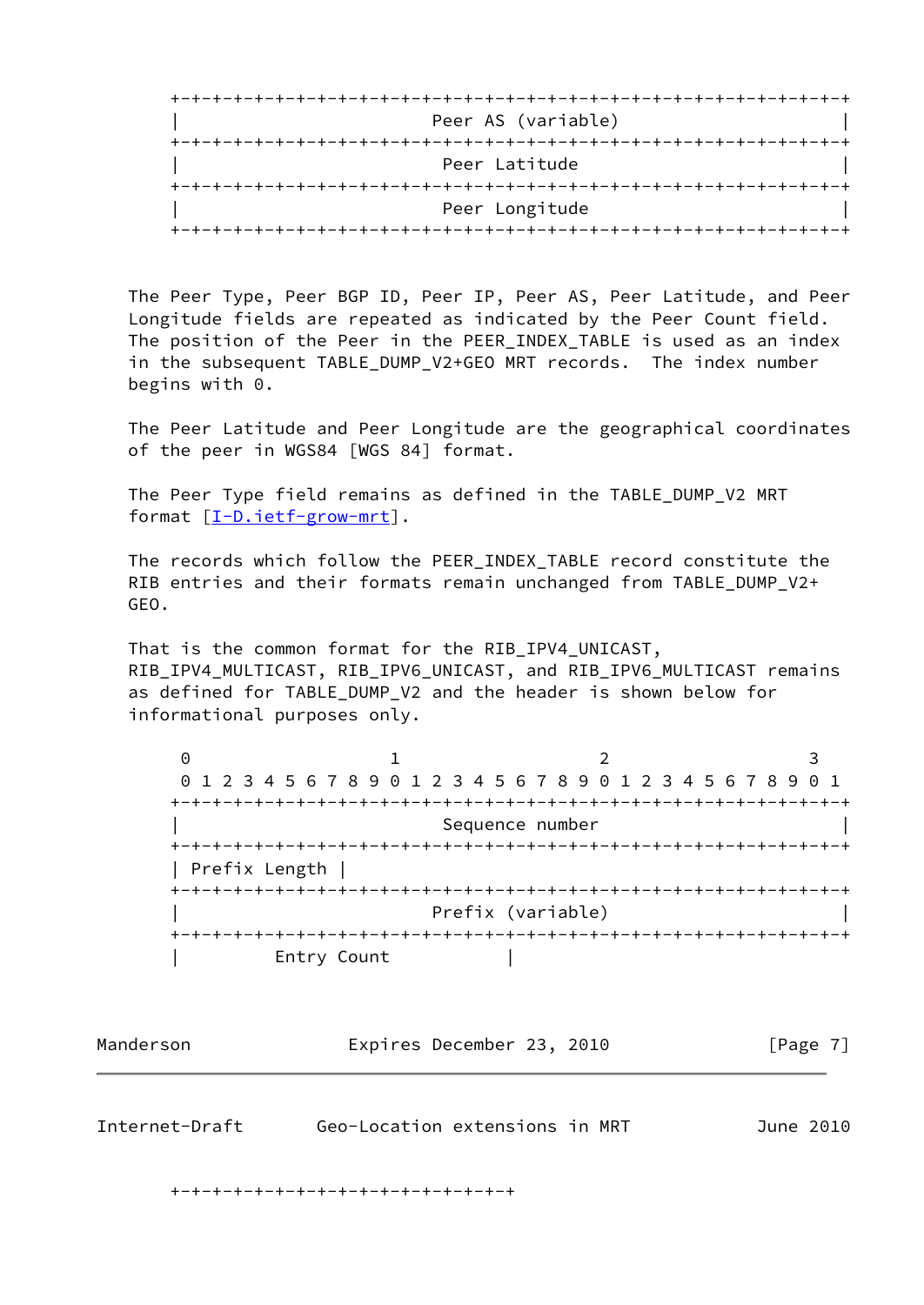```
+-+-+-+-+-+-+-+-+-+-+-+-+-+-+-+-+-+-+-+-+-+-+-+-+-+-+-+-+-+-+-+-+
|                        Peer AS (variable)                     |
+-+-+-+-+-+-+-+-+-+-+-+-+-+-+-+-+-+-+-+-+-+-+-+-+-+-+-+-+-+-+-+-+
|                         Peer Latitude                         |
+-+-+-+-+-+-+-+-+-+-+-+-+-+-+-+-+-+-+-+-+-+-+-+-+-+-+-+-+-+-+-+-+
|                         Peer Longitude                        |
+-+-+-+-+-+-+-+-+-+-+-+-+-+-+-+-+-+-+-+-+-+-+-+-+-+-+-+-+-+-+-+-+
```

The Peer Type, Peer BGP ID, Peer IP, Peer AS, Peer Latitude, and Peer Longitude fields are repeated as indicated by the Peer Count field. The position of the Peer in the PEER_INDEX_TABLE is used as an index in the subsequent TABLE_DUMP_V2+GEO MRT records. The index number begins with 0.

The Peer Latitude and Peer Longitude are the geographical coordinates of the peer in WGS84 [WGS 84] format.

The Peer Type field remains as defined in the TABLE_DUMP_V2 MRT format [I-D.ietf-grow-mrt].

The records which follow the PEER_INDEX_TABLE record constitute the RIB entries and their formats remain unchanged from TABLE_DUMP_V2+GEO.

That is the common format for the RIB_IPV4_UNICAST, RIB_IPV4_MULTICAST, RIB_IPV6_UNICAST, and RIB_IPV6_MULTICAST remains as defined for TABLE_DUMP_V2 and the header is shown below for informational purposes only.

```
 0                   1                   2                   3
 0 1 2 3 4 5 6 7 8 9 0 1 2 3 4 5 6 7 8 9 0 1 2 3 4 5 6 7 8 9 0 1
+-+-+-+-+-+-+-+-+-+-+-+-+-+-+-+-+-+-+-+-+-+-+-+-+-+-+-+-+-+-+-+-+
|                         Sequence number                       |
+-+-+-+-+-+-+-+-+-+-+-+-+-+-+-+-+-+-+-+-+-+-+-+-+-+-+-+-+-+-+-+-+
| Prefix Length |
+-+-+-+-+-+-+-+-+-+-+-+-+-+-+-+-+-+-+-+-+-+-+-+-+-+-+-+-+-+-+-+-+
|                        Prefix (variable)                      |
+-+-+-+-+-+-+-+-+-+-+-+-+-+-+-+-+-+-+-+-+-+-+-+-+-+-+-+-+-+-+-+-+
|         Entry Count           |
+-+-+-+-+-+-+-+-+-+-+-+-+-+-+-+-+
```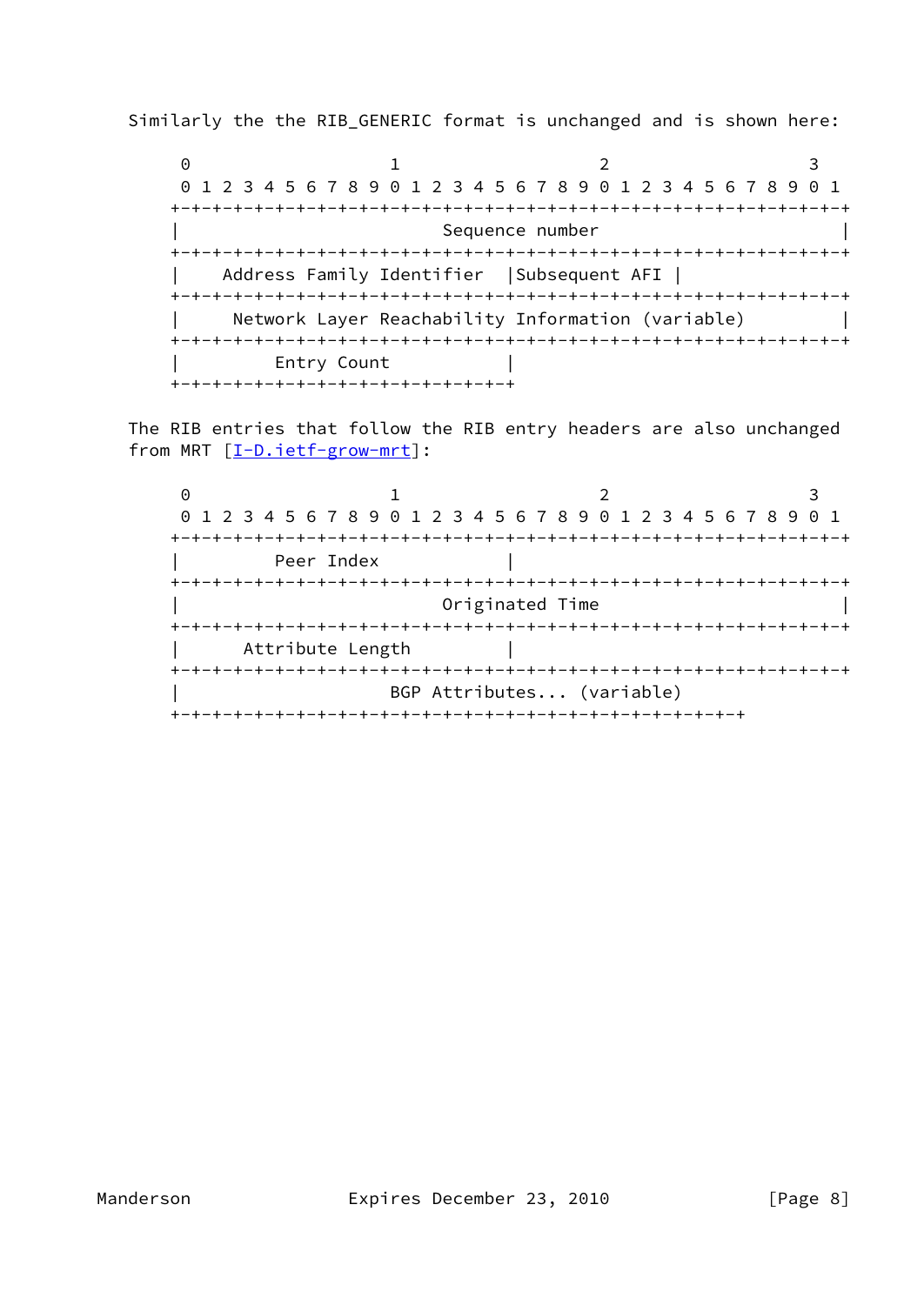Similarly the the RIB_GENERIC format is unchanged and is shown here:

```
    0                   1                   2                   3
    0 1 2 3 4 5 6 7 8 9 0 1 2 3 4 5 6 7 8 9 0 1 2 3 4 5 6 7 8 9 0 1
   +-+-+-+-+-+-+-+-+-+-+-+-+-+-+-+-+-+-+-+-+-+-+-+-+-+-+-+-+-+-+-+-+
   |                         Sequence number                       |
   +-+-+-+-+-+-+-+-+-+-+-+-+-+-+-+-+-+-+-+-+-+-+-+-+-+-+-+-+-+-+-+-+
   |    Address Family Identifier  |Subsequent AFI |
   +-+-+-+-+-+-+-+-+-+-+-+-+-+-+-+-+-+-+-+-+-+-+-+-+-+-+-+-+-+-+-+-+
   |     Network Layer Reachability Information (variable)         |
   +-+-+-+-+-+-+-+-+-+-+-+-+-+-+-+-+-+-+-+-+-+-+-+-+-+-+-+-+-+-+-+-+
   |         Entry Count           |
   +-+-+-+-+-+-+-+-+-+-+-+-+-+-+-+-+
```

The RIB entries that follow the RIB entry headers are also unchanged from MRT [I-D.ietf-grow-mrt]:

```
    0                   1                   2                   3
    0 1 2 3 4 5 6 7 8 9 0 1 2 3 4 5 6 7 8 9 0 1 2 3 4 5 6 7 8 9 0 1
   +-+-+-+-+-+-+-+-+-+-+-+-+-+-+-+-+-+-+-+-+-+-+-+-+-+-+-+-+-+-+-+-+
   |         Peer Index            |
   +-+-+-+-+-+-+-+-+-+-+-+-+-+-+-+-+-+-+-+-+-+-+-+-+-+-+-+-+-+-+-+-+
   |                         Originated Time                       |
   +-+-+-+-+-+-+-+-+-+-+-+-+-+-+-+-+-+-+-+-+-+-+-+-+-+-+-+-+-+-+-+-+
   |      Attribute Length         |
   +-+-+-+-+-+-+-+-+-+-+-+-+-+-+-+-+-+-+-+-+-+-+-+-+-+-+-+-+-+-+-+-+
   |                    BGP Attributes... (variable)
   +-+-+-+-+-+-+-+-+-+-+-+-+-+-+-+-+-+-+-+-+-+-+-+-+-+-+-+-+
```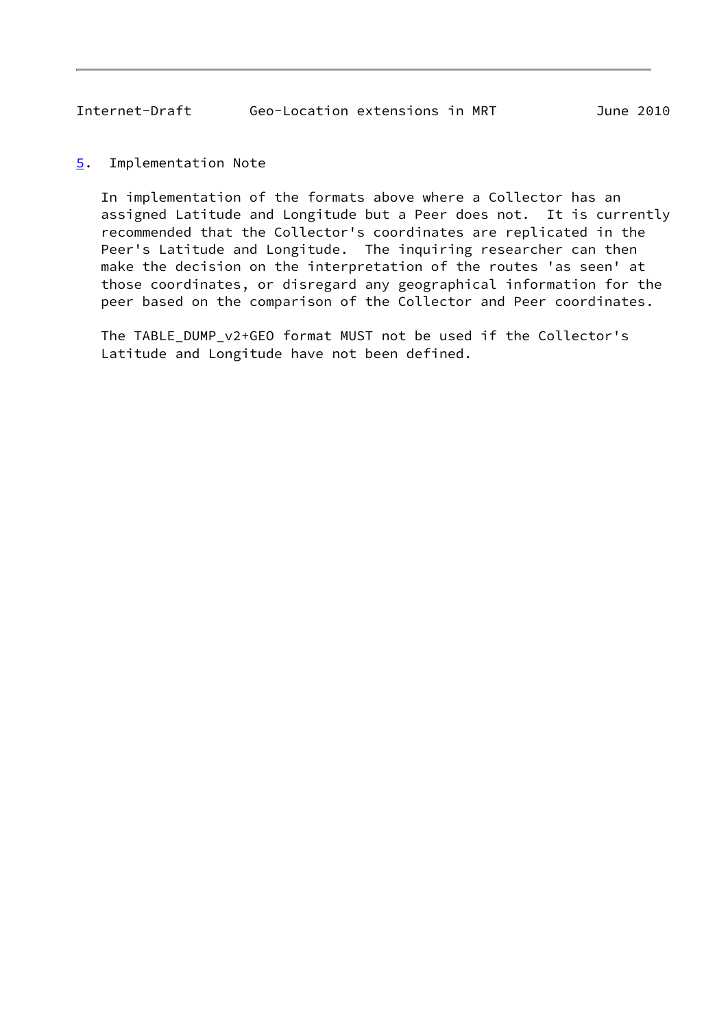## 5. Implementation Note

In implementation of the formats above where a Collector has an assigned Latitude and Longitude but a Peer does not. It is currently recommended that the Collector's coordinates are replicated in the Peer's Latitude and Longitude. The inquiring researcher can then make the decision on the interpretation of the routes 'as seen' at those coordinates, or disregard any geographical information for the peer based on the comparison of the Collector and Peer coordinates.

The TABLE_DUMP_v2+GEO format MUST not be used if the Collector's Latitude and Longitude have not been defined.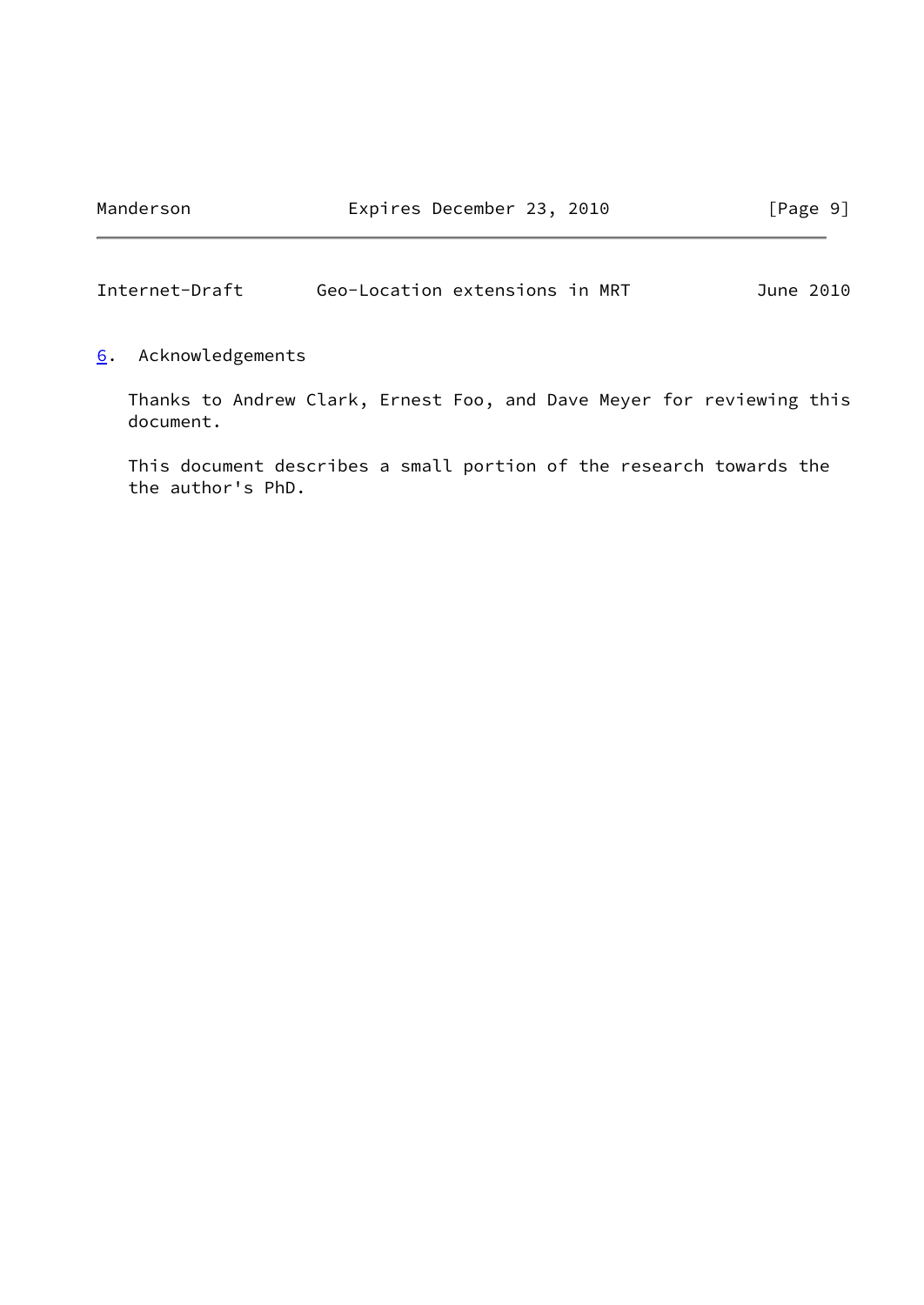## 6. Acknowledgements

Thanks to Andrew Clark, Ernest Foo, and Dave Meyer for reviewing this document.

This document describes a small portion of the research towards the the author's PhD.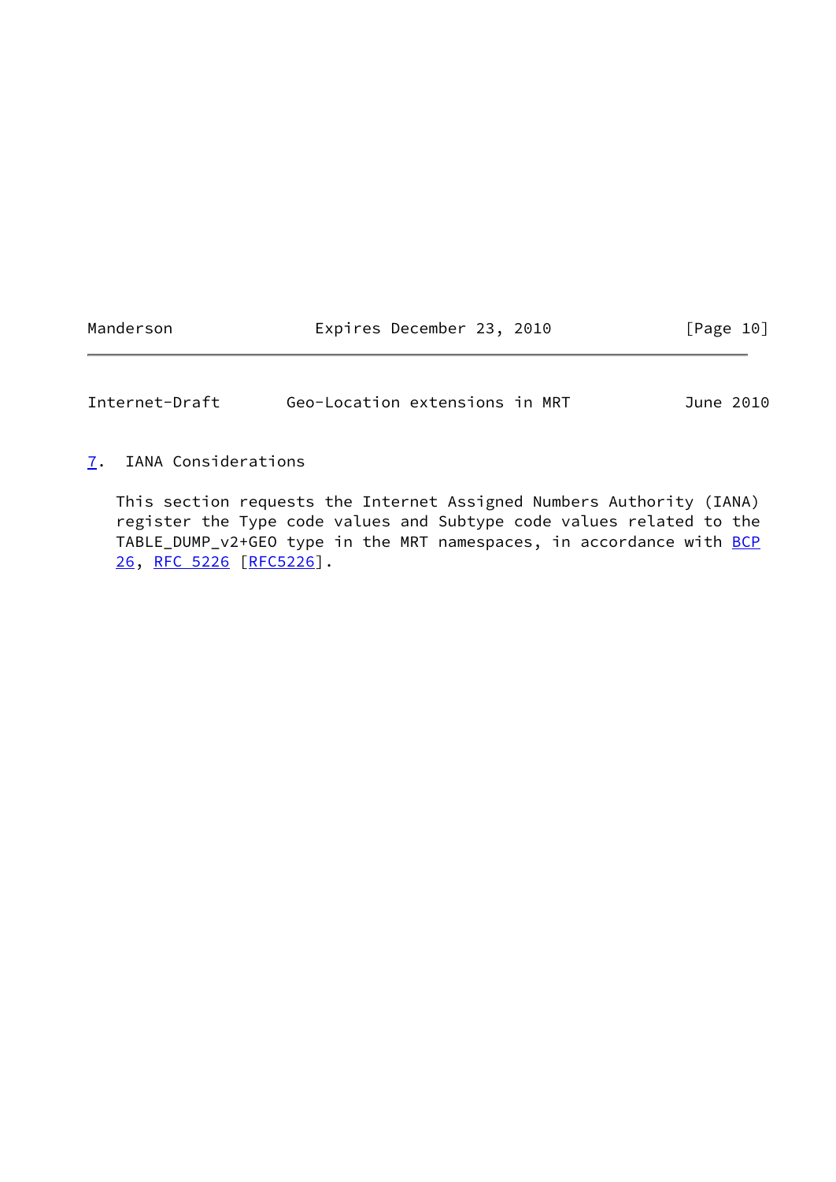## 7. IANA Considerations

This section requests the Internet Assigned Numbers Authority (IANA) register the Type code values and Subtype code values related to the TABLE_DUMP_v2+GEO type in the MRT namespaces, in accordance with BCP 26, RFC 5226 [RFC5226].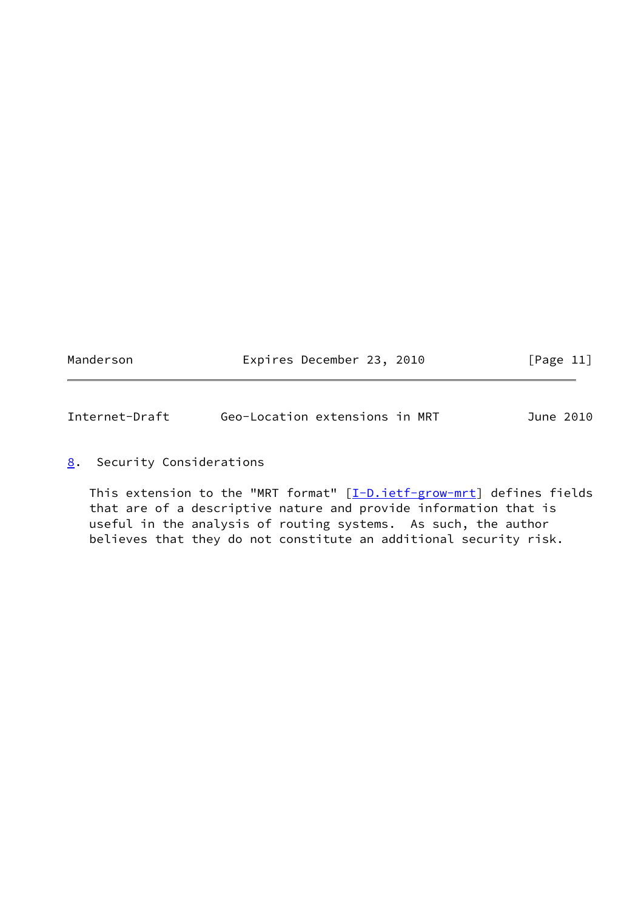## 8. Security Considerations

This extension to the "MRT format" [I-D.ietf-grow-mrt] defines fields that are of a descriptive nature and provide information that is useful in the analysis of routing systems. As such, the author believes that they do not constitute an additional security risk.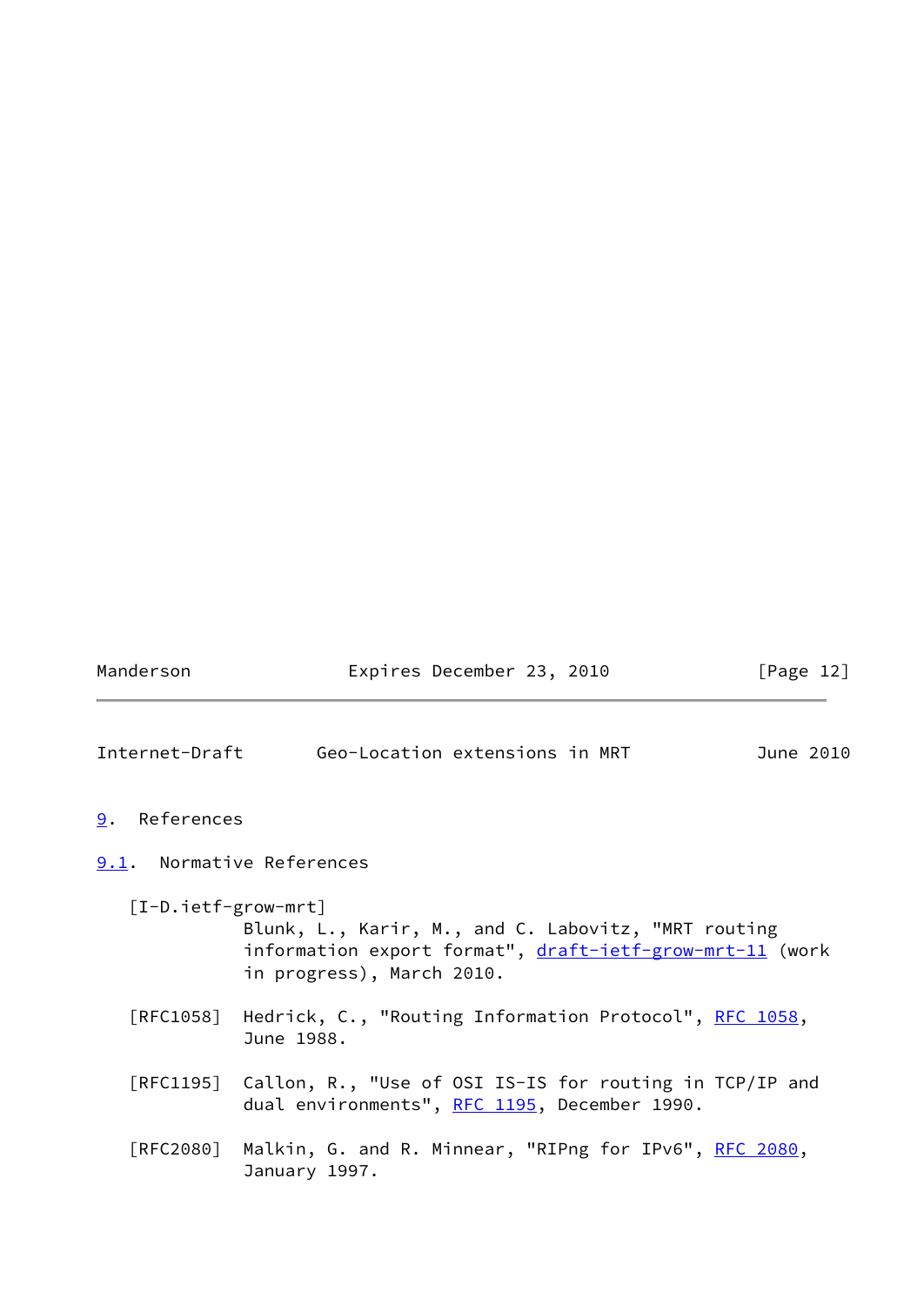# 9. References

## 9.1. Normative References

[I-D.ietf-grow-mrt]
Blunk, L., Karir, M., and C. Labovitz, "MRT routing information export format", draft-ietf-grow-mrt-11 (work in progress), March 2010.

[RFC1058] Hedrick, C., "Routing Information Protocol", RFC 1058, June 1988.

[RFC1195] Callon, R., "Use of OSI IS-IS for routing in TCP/IP and dual environments", RFC 1195, December 1990.

[RFC2080] Malkin, G. and R. Minnear, "RIPng for IPv6", RFC 2080, January 1997.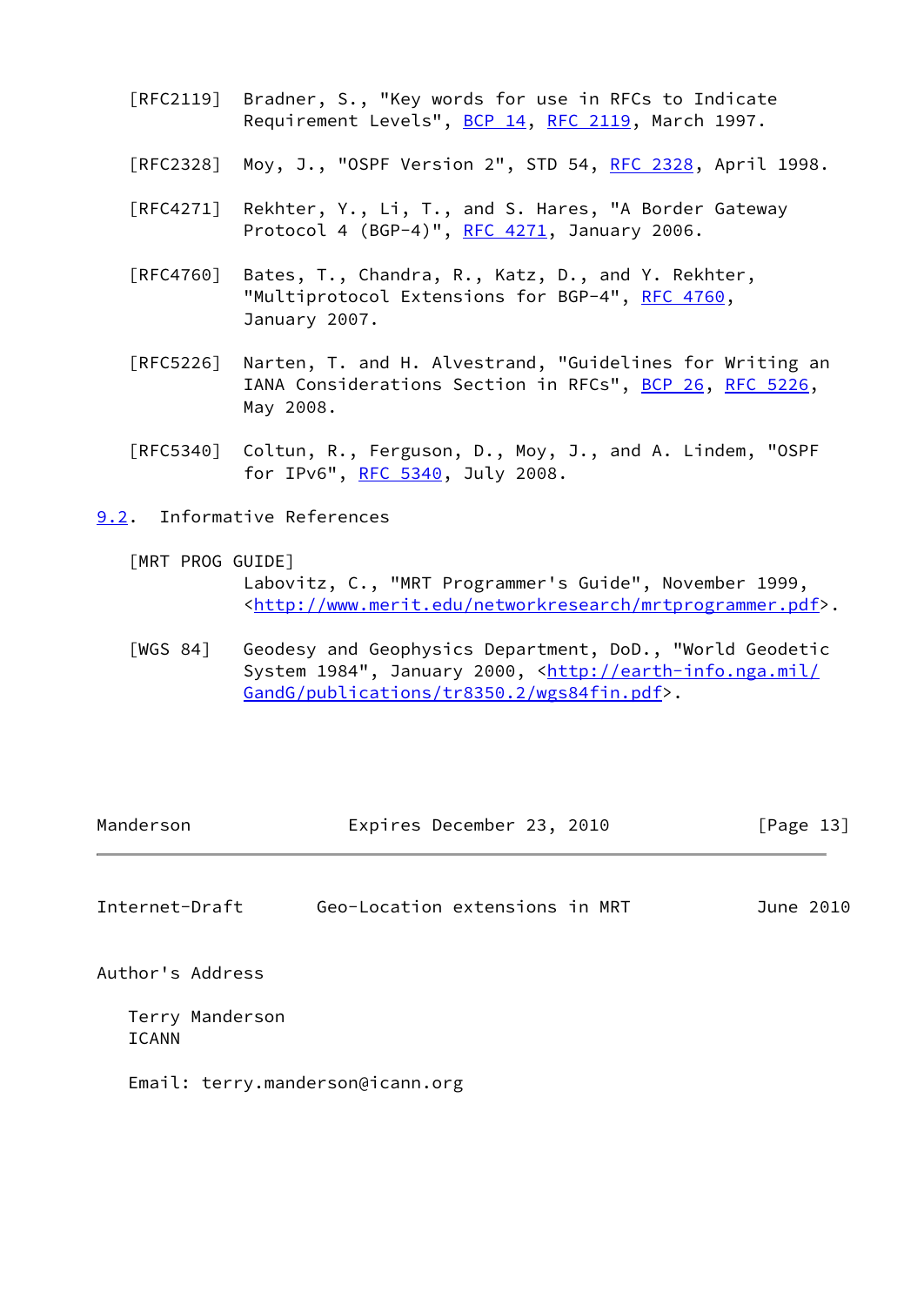[RFC2119] Bradner, S., "Key words for use in RFCs to Indicate Requirement Levels", BCP 14, RFC 2119, March 1997.

[RFC2328] Moy, J., "OSPF Version 2", STD 54, RFC 2328, April 1998.

[RFC4271] Rekhter, Y., Li, T., and S. Hares, "A Border Gateway Protocol 4 (BGP-4)", RFC 4271, January 2006.

[RFC4760] Bates, T., Chandra, R., Katz, D., and Y. Rekhter, "Multiprotocol Extensions for BGP-4", RFC 4760, January 2007.

[RFC5226] Narten, T. and H. Alvestrand, "Guidelines for Writing an IANA Considerations Section in RFCs", BCP 26, RFC 5226, May 2008.

[RFC5340] Coltun, R., Ferguson, D., Moy, J., and A. Lindem, "OSPF for IPv6", RFC 5340, July 2008.

### 9.2. Informative References

[MRT PROG GUIDE] Labovitz, C., "MRT Programmer's Guide", November 1999, <http://www.merit.edu/networkresearch/mrtprogrammer.pdf>.

[WGS 84] Geodesy and Geophysics Department, DoD., "World Geodetic System 1984", January 2000, <http://earth-info.nga.mil/GandG/publications/tr8350.2/wgs84fin.pdf>.

## Author's Address

Terry Manderson
ICANN

Email: terry.manderson@icann.org